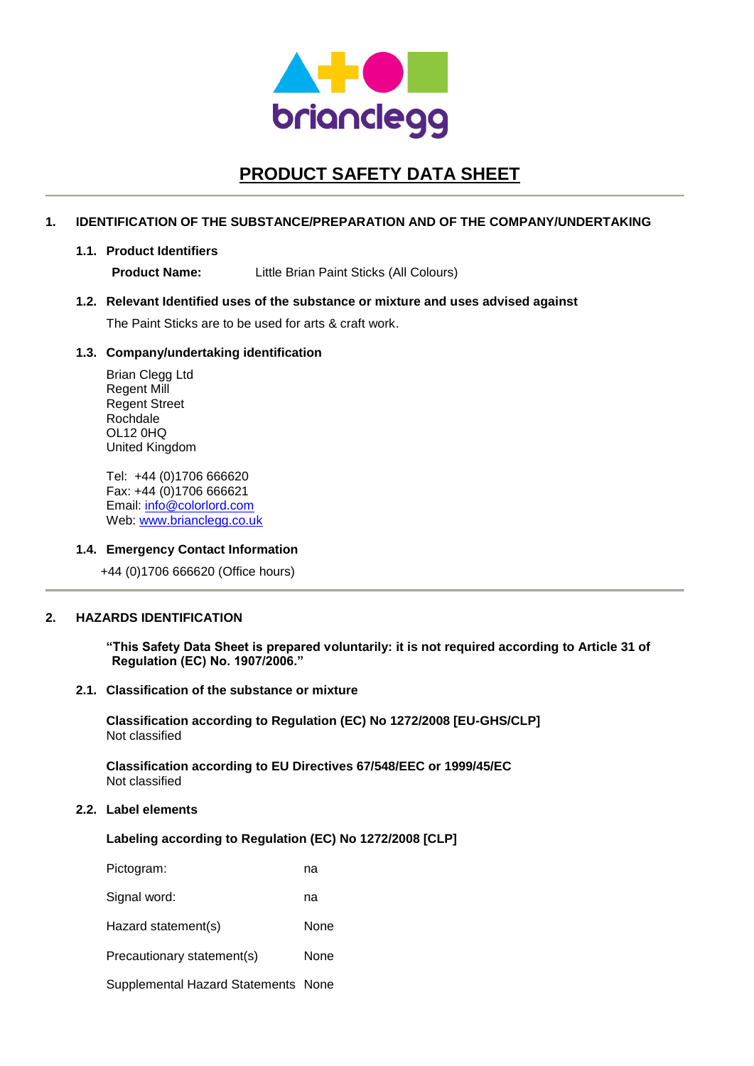brianclegg

# PRODUCT SAFETY DATA SHEET

## 1. IDENTIFICATION OF THE SUBSTANCE/PREPARATION AND OF THE COMPANY/UNDERTAKING

### 1.1. Product Identifiers

**Product Name:** Little Brian Paint Sticks (All Colours)

### 1.2. Relevant Identified uses of the substance or mixture and uses advised against

The Paint Sticks are to be used for arts & craft work.

### 1.3. Company/undertaking identification

Brian Clegg Ltd
Regent Mill
Regent Street
Rochdale
OL12 0HQ
United Kingdom

Tel: +44 (0)1706 666620
Fax: +44 (0)1706 666621
Email: info@colorlord.com
Web: www.brianclegg.co.uk

### 1.4. Emergency Contact Information

+44 (0)1706 666620 (Office hours)

## 2. HAZARDS IDENTIFICATION

**"This Safety Data Sheet is prepared voluntarily: it is not required according to Article 31 of Regulation (EC) No. 1907/2006."**

### 2.1. Classification of the substance or mixture

**Classification according to Regulation (EC) No 1272/2008 [EU-GHS/CLP]**
Not classified

**Classification according to EU Directives 67/548/EEC or 1999/45/EC**
Not classified

### 2.2. Label elements

**Labeling according to Regulation (EC) No 1272/2008 [CLP]**

| | |
|---|---|
| Pictogram: | na |
| Signal word: | na |
| Hazard statement(s) | None |
| Precautionary statement(s) | None |
| Supplemental Hazard Statements | None |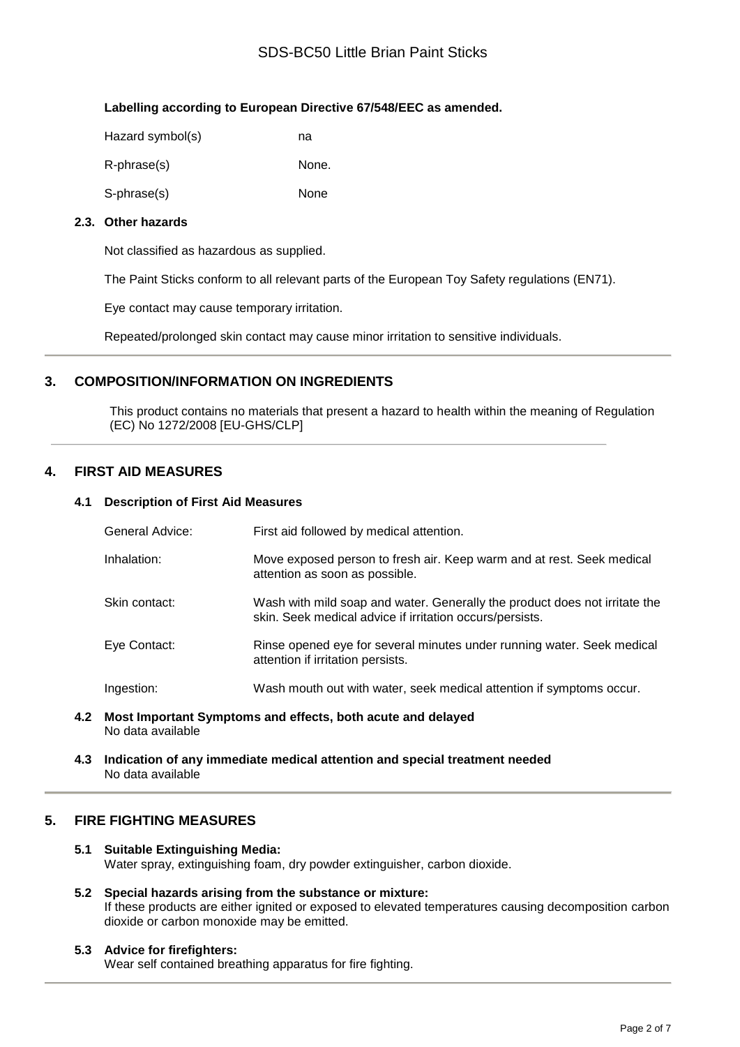**Labelling according to European Directive 67/548/EEC as amended.**

| | |
|---|---|
| Hazard symbol(s) | na |
| R-phrase(s) | None. |
| S-phrase(s) | None |

### 2.3. Other hazards

Not classified as hazardous as supplied.

The Paint Sticks conform to all relevant parts of the European Toy Safety regulations (EN71).

Eye contact may cause temporary irritation.

Repeated/prolonged skin contact may cause minor irritation to sensitive individuals.

## 3. COMPOSITION/INFORMATION ON INGREDIENTS

This product contains no materials that present a hazard to health within the meaning of Regulation (EC) No 1272/2008 [EU-GHS/CLP]

## 4. FIRST AID MEASURES

### 4.1 Description of First Aid Measures

| | |
|---|---|
| General Advice: | First aid followed by medical attention. |
| Inhalation: | Move exposed person to fresh air. Keep warm and at rest. Seek medical attention as soon as possible. |
| Skin contact: | Wash with mild soap and water. Generally the product does not irritate the skin. Seek medical advice if irritation occurs/persists. |
| Eye Contact: | Rinse opened eye for several minutes under running water. Seek medical attention if irritation persists. |
| Ingestion: | Wash mouth out with water, seek medical attention if symptoms occur. |

### 4.2 Most Important Symptoms and effects, both acute and delayed

No data available

### 4.3 Indication of any immediate medical attention and special treatment needed

No data available

## 5. FIRE FIGHTING MEASURES

### 5.1 Suitable Extinguishing Media:

Water spray, extinguishing foam, dry powder extinguisher, carbon dioxide.

### 5.2 Special hazards arising from the substance or mixture:

If these products are either ignited or exposed to elevated temperatures causing decomposition carbon dioxide or carbon monoxide may be emitted.

### 5.3 Advice for firefighters:

Wear self contained breathing apparatus for fire fighting.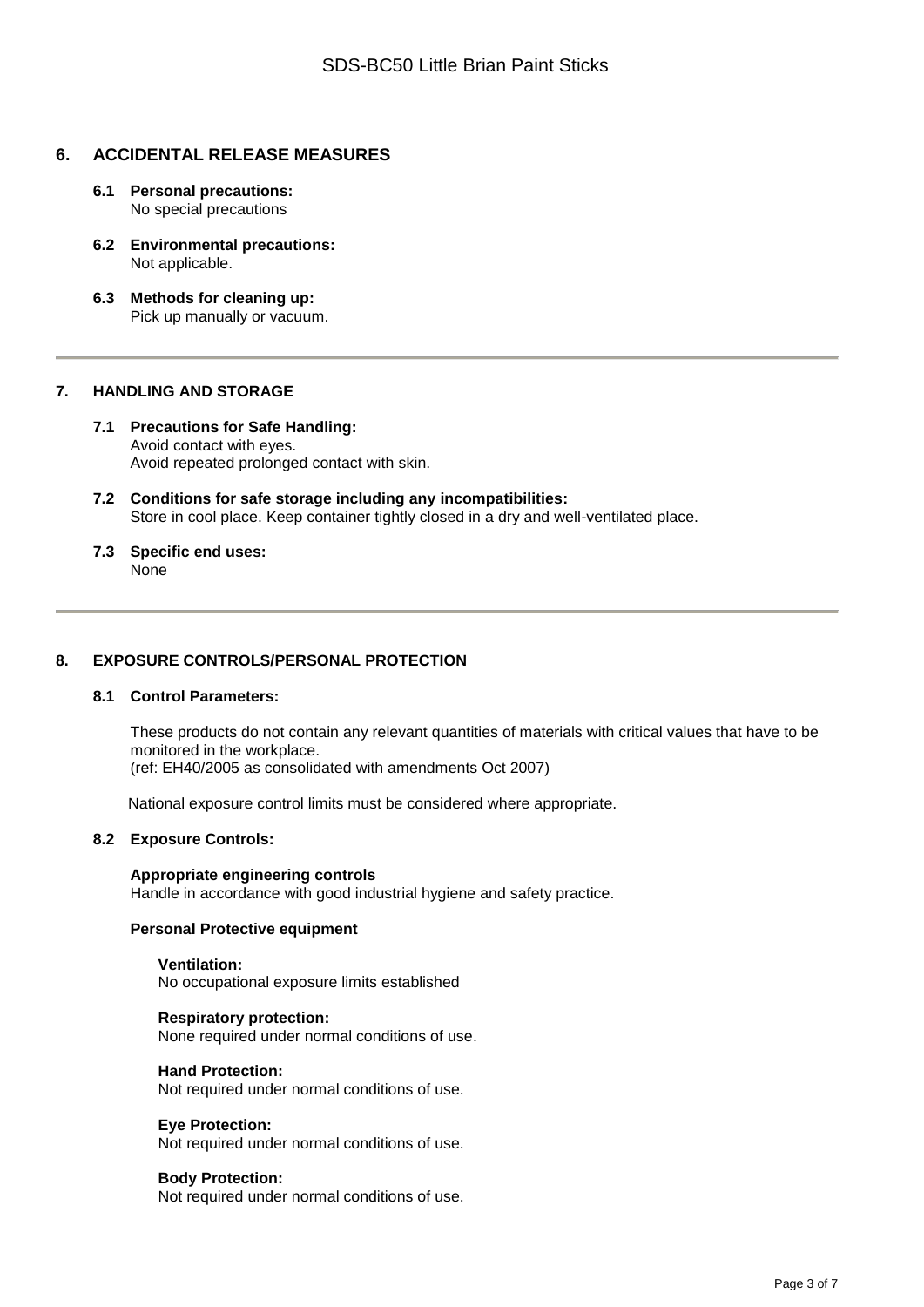## 6. ACCIDENTAL RELEASE MEASURES

**6.1 Personal precautions:**
No special precautions

**6.2 Environmental precautions:**
Not applicable.

**6.3 Methods for cleaning up:**
Pick up manually or vacuum.

---

## 7. HANDLING AND STORAGE

**7.1 Precautions for Safe Handling:**
Avoid contact with eyes.
Avoid repeated prolonged contact with skin.

**7.2 Conditions for safe storage including any incompatibilities:**
Store in cool place. Keep container tightly closed in a dry and well-ventilated place.

**7.3 Specific end uses:**
None

---

## 8. EXPOSURE CONTROLS/PERSONAL PROTECTION

**8.1 Control Parameters:**

These products do not contain any relevant quantities of materials with critical values that have to be monitored in the workplace.
(ref: EH40/2005 as consolidated with amendments Oct 2007)

National exposure control limits must be considered where appropriate.

**8.2 Exposure Controls:**

**Appropriate engineering controls**
Handle in accordance with good industrial hygiene and safety practice.

**Personal Protective equipment**

**Ventilation:**
No occupational exposure limits established

**Respiratory protection:**
None required under normal conditions of use.

**Hand Protection:**
Not required under normal conditions of use.

**Eye Protection:**
Not required under normal conditions of use.

**Body Protection:**
Not required under normal conditions of use.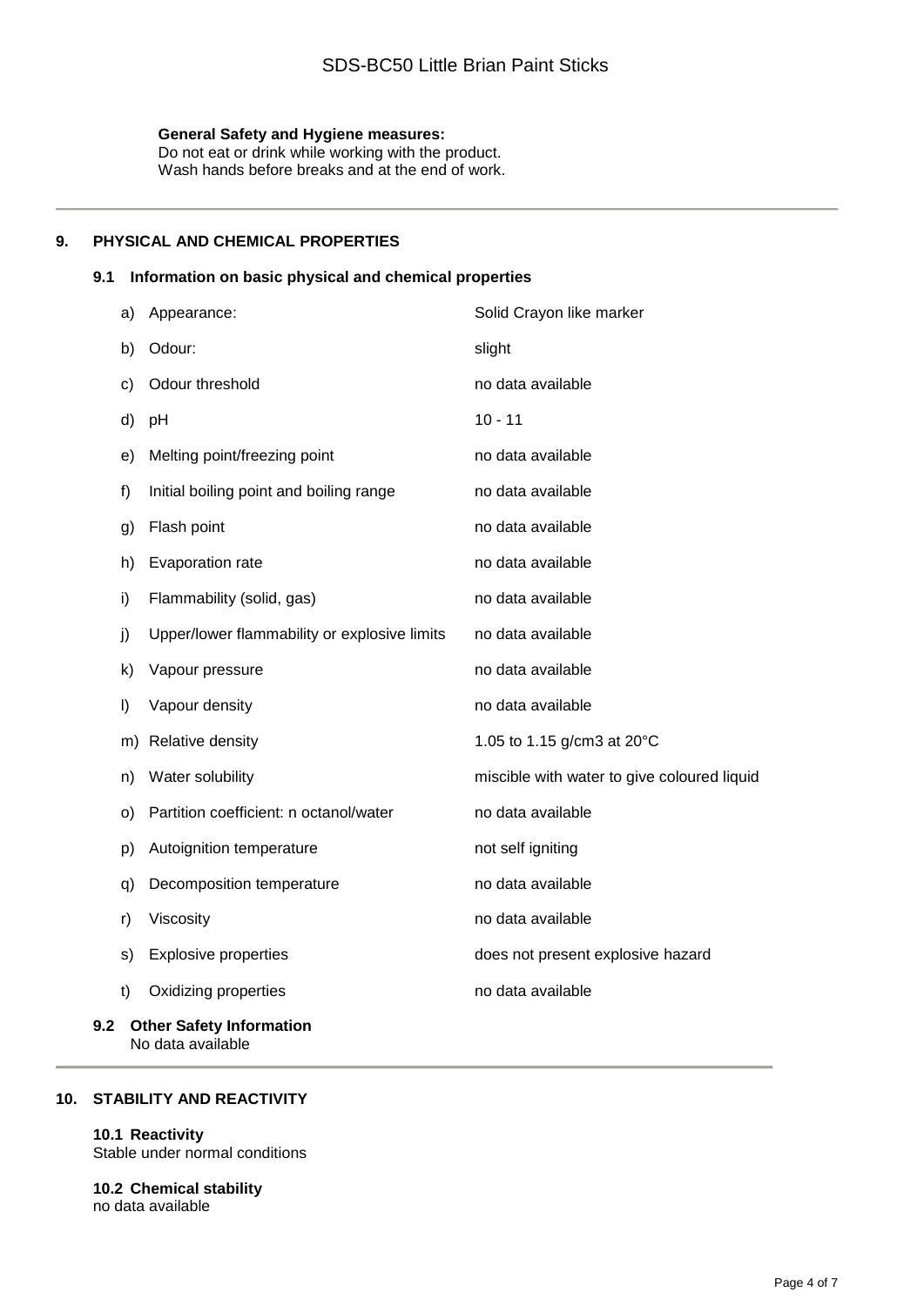**General Safety and Hygiene measures:**
Do not eat or drink while working with the product.
Wash hands before breaks and at the end of work.

---

## 9. PHYSICAL AND CHEMICAL PROPERTIES

### 9.1 Information on basic physical and chemical properties

| | Property | Value |
|---|---|---|
| a) | Appearance: | Solid Crayon like marker |
| b) | Odour: | slight |
| c) | Odour threshold | no data available |
| d) | pH | 10 - 11 |
| e) | Melting point/freezing point | no data available |
| f) | Initial boiling point and boiling range | no data available |
| g) | Flash point | no data available |
| h) | Evaporation rate | no data available |
| i) | Flammability (solid, gas) | no data available |
| j) | Upper/lower flammability or explosive limits | no data available |
| k) | Vapour pressure | no data available |
| l) | Vapour density | no data available |
| m) | Relative density | 1.05 to 1.15 g/cm3 at 20°C |
| n) | Water solubility | miscible with water to give coloured liquid |
| o) | Partition coefficient: n octanol/water | no data available |
| p) | Autoignition temperature | not self igniting |
| q) | Decomposition temperature | no data available |
| r) | Viscosity | no data available |
| s) | Explosive properties | does not present explosive hazard |
| t) | Oxidizing properties | no data available |

### 9.2 Other Safety Information
No data available

---

## 10. STABILITY AND REACTIVITY

**10.1 Reactivity**
Stable under normal conditions

**10.2 Chemical stability**
no data available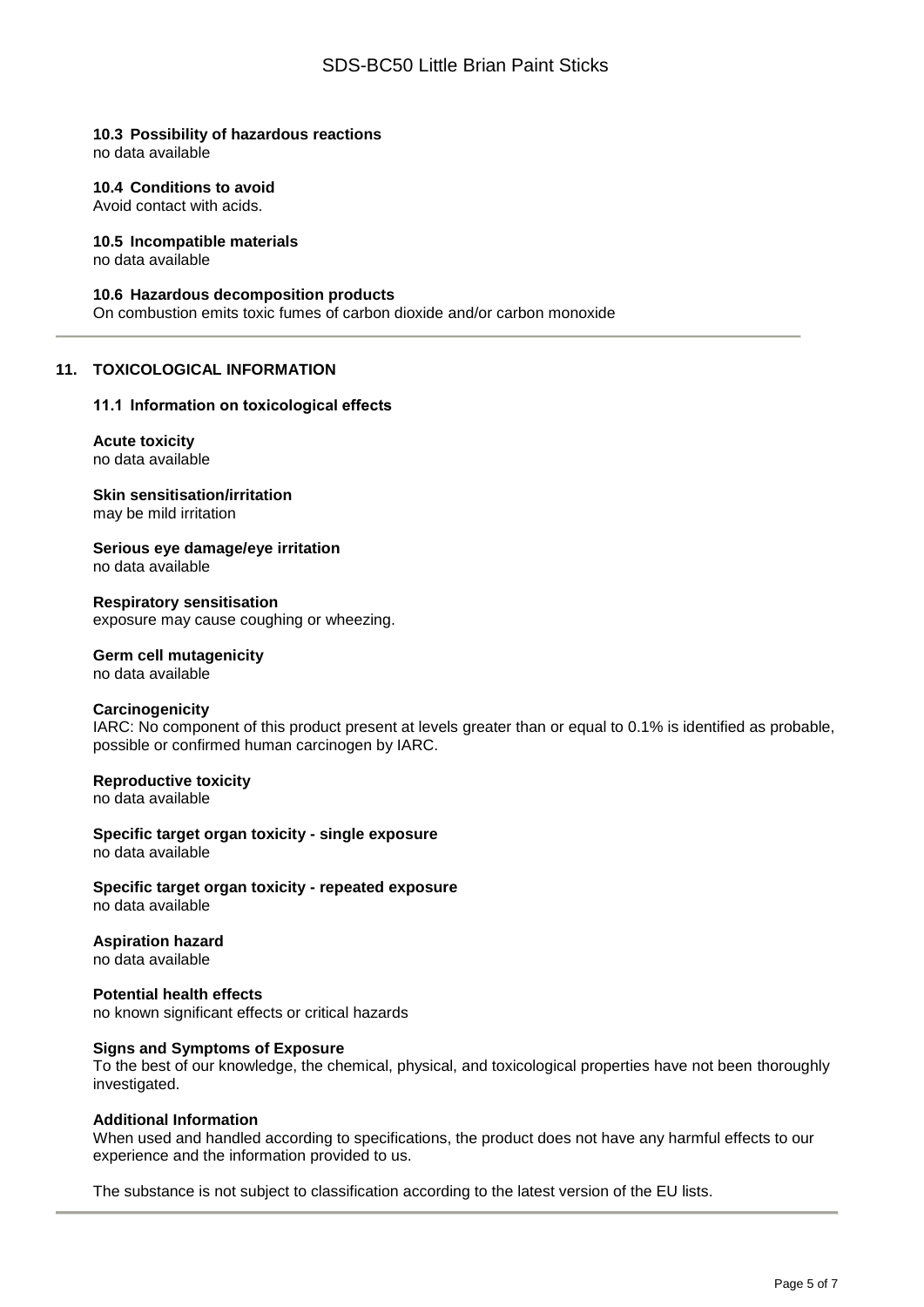#### 10.3 Possibility of hazardous reactions
no data available

#### 10.4 Conditions to avoid
Avoid contact with acids.

#### 10.5 Incompatible materials
no data available

#### 10.6 Hazardous decomposition products
On combustion emits toxic fumes of carbon dioxide and/or carbon monoxide

---

## 11. TOXICOLOGICAL INFORMATION

### 11.1 Information on toxicological effects

**Acute toxicity**
no data available

**Skin sensitisation/irritation**
may be mild irritation

**Serious eye damage/eye irritation**
no data available

**Respiratory sensitisation**
exposure may cause coughing or wheezing.

**Germ cell mutagenicity**
no data available

**Carcinogenicity**
IARC: No component of this product present at levels greater than or equal to 0.1% is identified as probable, possible or confirmed human carcinogen by IARC.

**Reproductive toxicity**
no data available

**Specific target organ toxicity - single exposure**
no data available

**Specific target organ toxicity - repeated exposure**
no data available

**Aspiration hazard**
no data available

**Potential health effects**
no known significant effects or critical hazards

**Signs and Symptoms of Exposure**
To the best of our knowledge, the chemical, physical, and toxicological properties have not been thoroughly investigated.

**Additional Information**
When used and handled according to specifications, the product does not have any harmful effects to our experience and the information provided to us.

The substance is not subject to classification according to the latest version of the EU lists.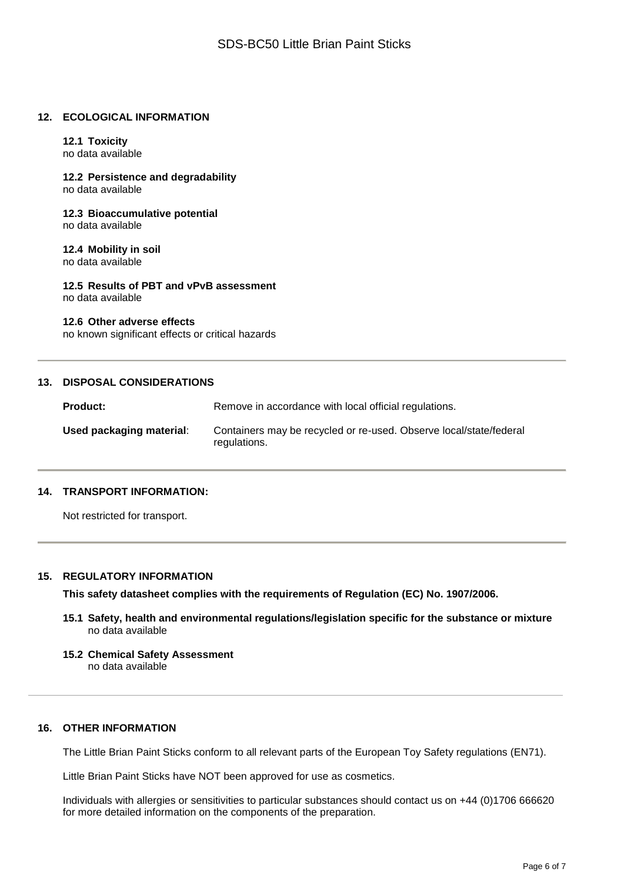## 12. ECOLOGICAL INFORMATION

### 12.1 Toxicity
no data available

### 12.2 Persistence and degradability
no data available

### 12.3 Bioaccumulative potential
no data available

### 12.4 Mobility in soil
no data available

### 12.5 Results of PBT and vPvB assessment
no data available

### 12.6 Other adverse effects
no known significant effects or critical hazards

---

## 13. DISPOSAL CONSIDERATIONS

**Product:** Remove in accordance with local official regulations.

**Used packaging material**: Containers may be recycled or re-used. Observe local/state/federal regulations.

---

## 14. TRANSPORT INFORMATION:

Not restricted for transport.

---

## 15. REGULATORY INFORMATION

**This safety datasheet complies with the requirements of Regulation (EC) No. 1907/2006.**

### 15.1 Safety, health and environmental regulations/legislation specific for the substance or mixture
no data available

### 15.2 Chemical Safety Assessment
no data available

---

## 16. OTHER INFORMATION

The Little Brian Paint Sticks conform to all relevant parts of the European Toy Safety regulations (EN71).

Little Brian Paint Sticks have NOT been approved for use as cosmetics.

Individuals with allergies or sensitivities to particular substances should contact us on +44 (0)1706 666620 for more detailed information on the components of the preparation.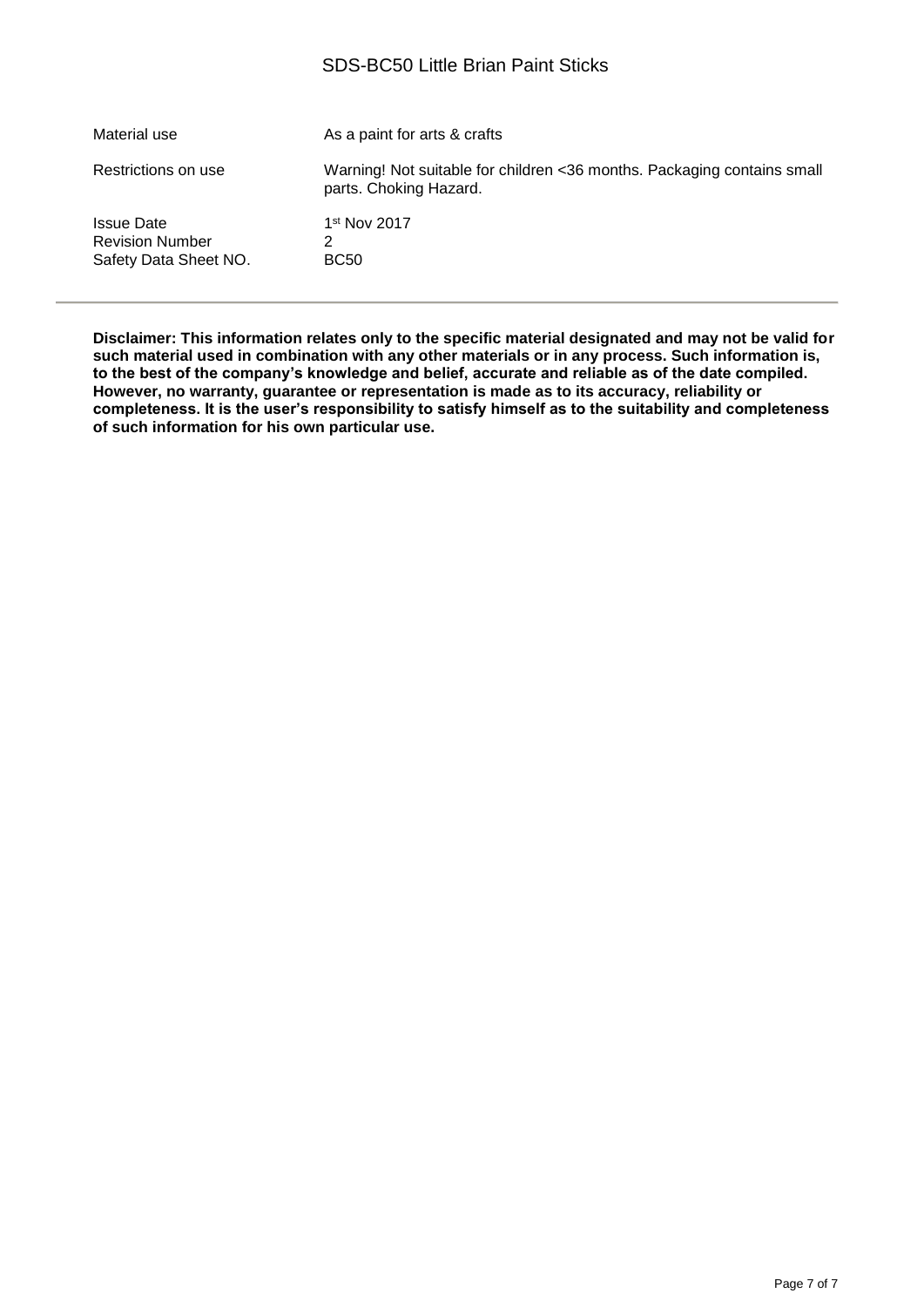| | |
|---|---|
| Material use | As a paint for arts & crafts |
| Restrictions on use | Warning! Not suitable for children <36 months. Packaging contains small parts. Choking Hazard. |
| Issue Date | 1st Nov 2017 |
| Revision Number | 2 |
| Safety Data Sheet NO. | BC50 |

---

**Disclaimer: This information relates only to the specific material designated and may not be valid for such material used in combination with any other materials or in any process. Such information is, to the best of the company's knowledge and belief, accurate and reliable as of the date compiled. However, no warranty, guarantee or representation is made as to its accuracy, reliability or completeness. It is the user's responsibility to satisfy himself as to the suitability and completeness of such information for his own particular use.**